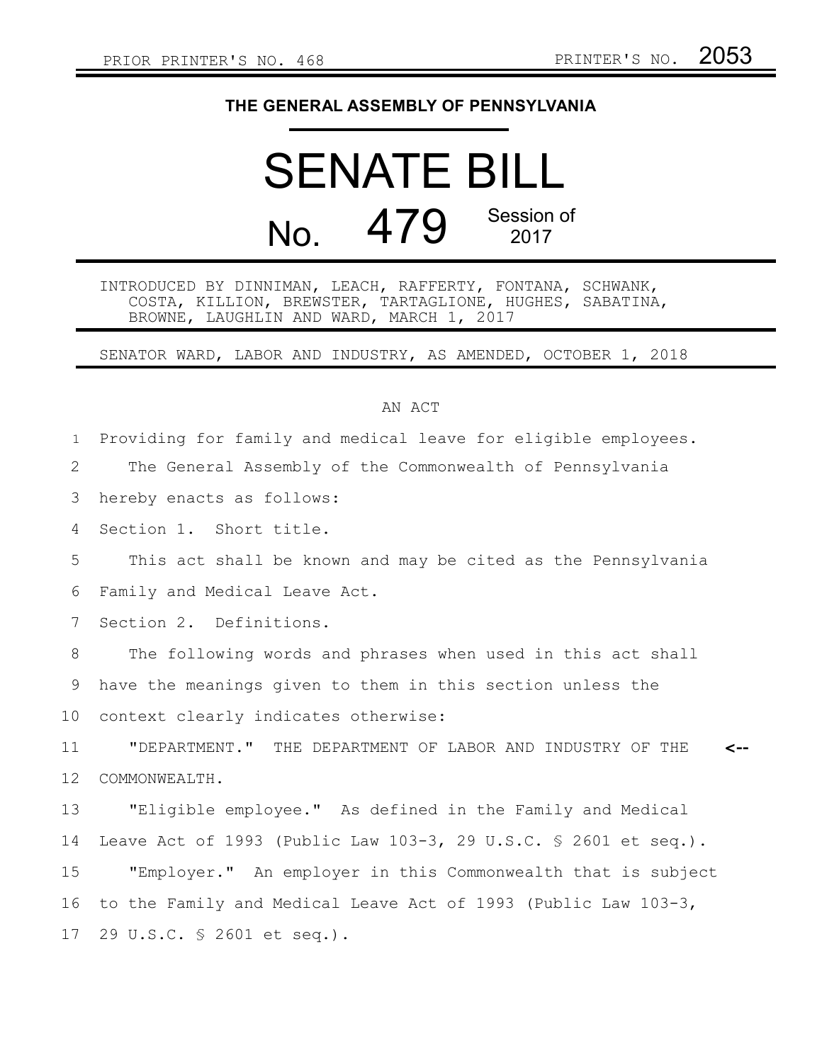PRIOR PRINTER'S NO. 468 PRINTER'S NO. 2053

# THE GENERAL ASSEMBLY OF PENNSYLVANIA

# SENATE BILL

## No. 479 Session of 2017

INTRODUCED BY DINNIMAN, LEACH, RAFFERTY, FONTANA, SCHWANK, COSTA, KILLION, BREWSTER, TARTAGLIONE, HUGHES, SABATINA, BROWNE, LAUGHLIN AND WARD, MARCH 1, 2017

SENATOR WARD, LABOR AND INDUSTRY, AS AMENDED, OCTOBER 1, 2018

AN ACT

Providing for family and medical leave for eligible employees.

The General Assembly of the Commonwealth of Pennsylvania hereby enacts as follows:

Section 1. Short title.

This act shall be known and may be cited as the Pennsylvania Family and Medical Leave Act.

Section 2. Definitions.

The following words and phrases when used in this act shall have the meanings given to them in this section unless the context clearly indicates otherwise:

"DEPARTMENT." THE DEPARTMENT OF LABOR AND INDUSTRY OF THE COMMONWEALTH. <--

"Eligible employee." As defined in the Family and Medical Leave Act of 1993 (Public Law 103-3, 29 U.S.C. § 2601 et seq.).

"Employer." An employer in this Commonwealth that is subject to the Family and Medical Leave Act of 1993 (Public Law 103-3, 29 U.S.C. § 2601 et seq.).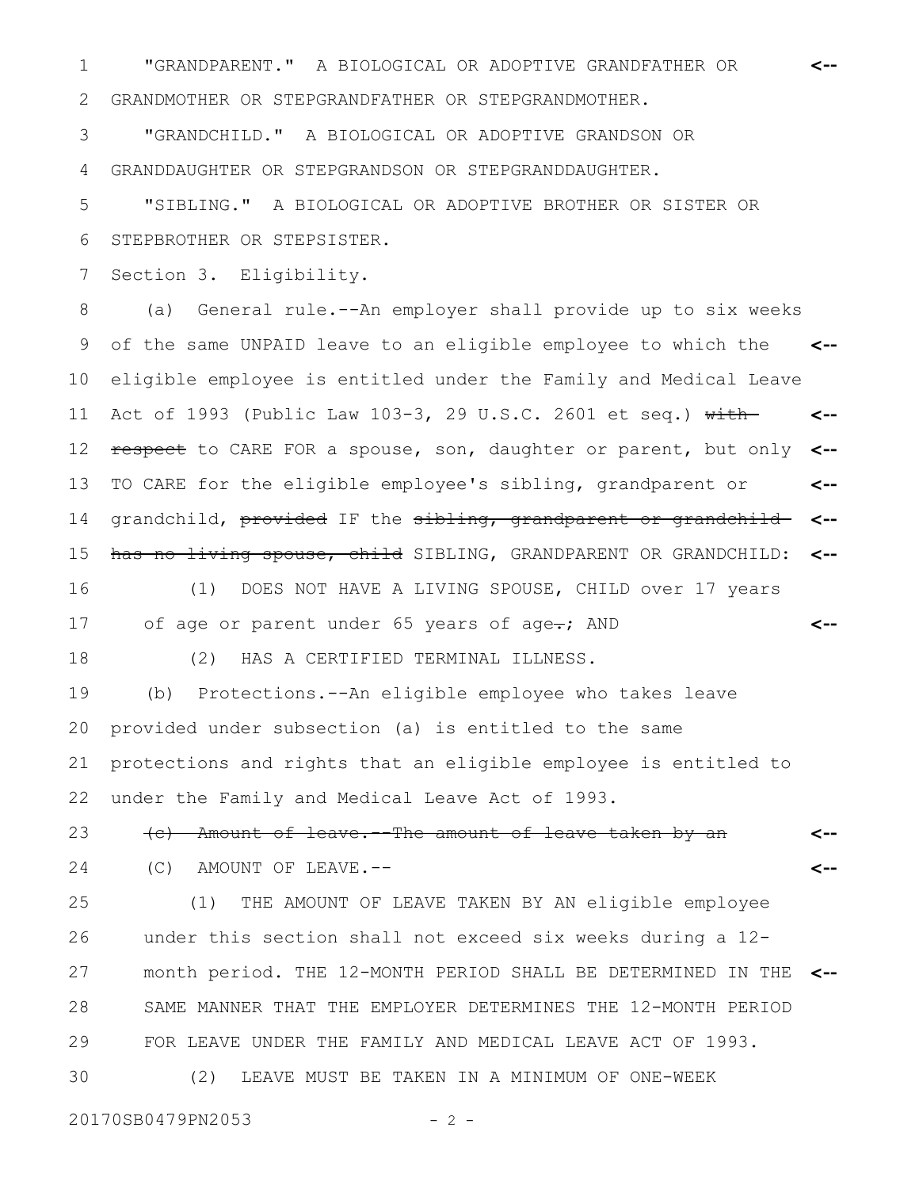"GRANDPARENT." A BIOLOGICAL OR ADOPTIVE GRANDFATHER OR GRANDMOTHER OR STEPGRANDFATHER OR STEPGRANDMOTHER.

"GRANDCHILD." A BIOLOGICAL OR ADOPTIVE GRANDSON OR GRANDDAUGHTER OR STEPGRANDSON OR STEPGRANDDAUGHTER.

"SIBLING." A BIOLOGICAL OR ADOPTIVE BROTHER OR SISTER OR STEPBROTHER OR STEPSISTER.

Section 3. Eligibility.

(a) General rule.--An employer shall provide up to six weeks of the same UNPAID leave to an eligible employee to which the eligible employee is entitled under the Family and Medical Leave Act of 1993 (Public Law 103-3, 29 U.S.C. 2601 et seq.) ~~with respect~~ to CARE FOR a spouse, son, daughter or parent, but only TO CARE for the eligible employee's sibling, grandparent or grandchild, ~~provided~~ IF the ~~sibling, grandparent or grandchild has no living spouse, child~~ SIBLING, GRANDPARENT OR GRANDCHILD:

(1) DOES NOT HAVE A LIVING SPOUSE, CHILD over 17 years of age or parent under 65 years of age~~.~~; AND

(2) HAS A CERTIFIED TERMINAL ILLNESS.

(b) Protections.--An eligible employee who takes leave provided under subsection (a) is entitled to the same protections and rights that an eligible employee is entitled to under the Family and Medical Leave Act of 1993.

~~(c) Amount of leave.--The amount of leave taken by an~~

(C) AMOUNT OF LEAVE.--

(1) THE AMOUNT OF LEAVE TAKEN BY AN eligible employee under this section shall not exceed six weeks during a 12-month period. THE 12-MONTH PERIOD SHALL BE DETERMINED IN THE SAME MANNER THAT THE EMPLOYER DETERMINES THE 12-MONTH PERIOD FOR LEAVE UNDER THE FAMILY AND MEDICAL LEAVE ACT OF 1993.

(2) LEAVE MUST BE TAKEN IN A MINIMUM OF ONE-WEEK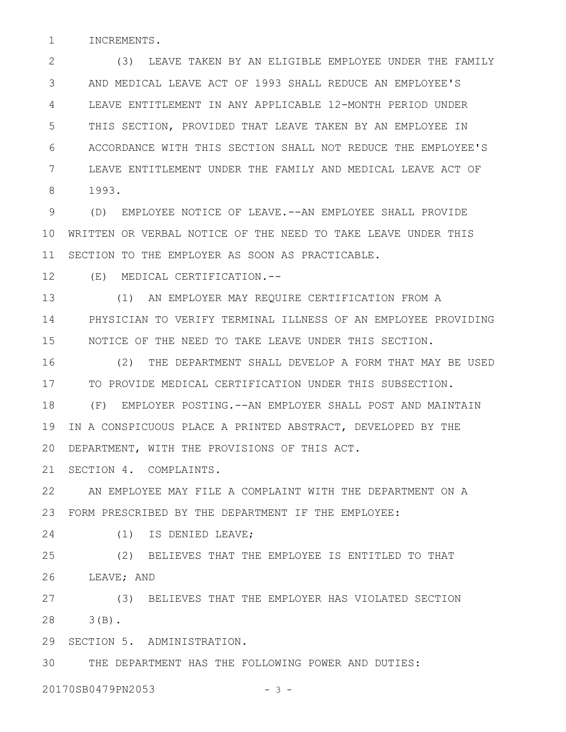INCREMENTS.

(3) LEAVE TAKEN BY AN ELIGIBLE EMPLOYEE UNDER THE FAMILY AND MEDICAL LEAVE ACT OF 1993 SHALL REDUCE AN EMPLOYEE'S LEAVE ENTITLEMENT IN ANY APPLICABLE 12-MONTH PERIOD UNDER THIS SECTION, PROVIDED THAT LEAVE TAKEN BY AN EMPLOYEE IN ACCORDANCE WITH THIS SECTION SHALL NOT REDUCE THE EMPLOYEE'S LEAVE ENTITLEMENT UNDER THE FAMILY AND MEDICAL LEAVE ACT OF 1993.

(D) EMPLOYEE NOTICE OF LEAVE.--AN EMPLOYEE SHALL PROVIDE WRITTEN OR VERBAL NOTICE OF THE NEED TO TAKE LEAVE UNDER THIS SECTION TO THE EMPLOYER AS SOON AS PRACTICABLE.

(E) MEDICAL CERTIFICATION.--

(1) AN EMPLOYER MAY REQUIRE CERTIFICATION FROM A PHYSICIAN TO VERIFY TERMINAL ILLNESS OF AN EMPLOYEE PROVIDING NOTICE OF THE NEED TO TAKE LEAVE UNDER THIS SECTION.

(2) THE DEPARTMENT SHALL DEVELOP A FORM THAT MAY BE USED TO PROVIDE MEDICAL CERTIFICATION UNDER THIS SUBSECTION.

(F) EMPLOYER POSTING.--AN EMPLOYER SHALL POST AND MAINTAIN IN A CONSPICUOUS PLACE A PRINTED ABSTRACT, DEVELOPED BY THE DEPARTMENT, WITH THE PROVISIONS OF THIS ACT.

SECTION 4. COMPLAINTS.

AN EMPLOYEE MAY FILE A COMPLAINT WITH THE DEPARTMENT ON A FORM PRESCRIBED BY THE DEPARTMENT IF THE EMPLOYEE:

(1) IS DENIED LEAVE;

(2) BELIEVES THAT THE EMPLOYEE IS ENTITLED TO THAT LEAVE; AND

(3) BELIEVES THAT THE EMPLOYER HAS VIOLATED SECTION 3(B).

SECTION 5. ADMINISTRATION.

THE DEPARTMENT HAS THE FOLLOWING POWER AND DUTIES: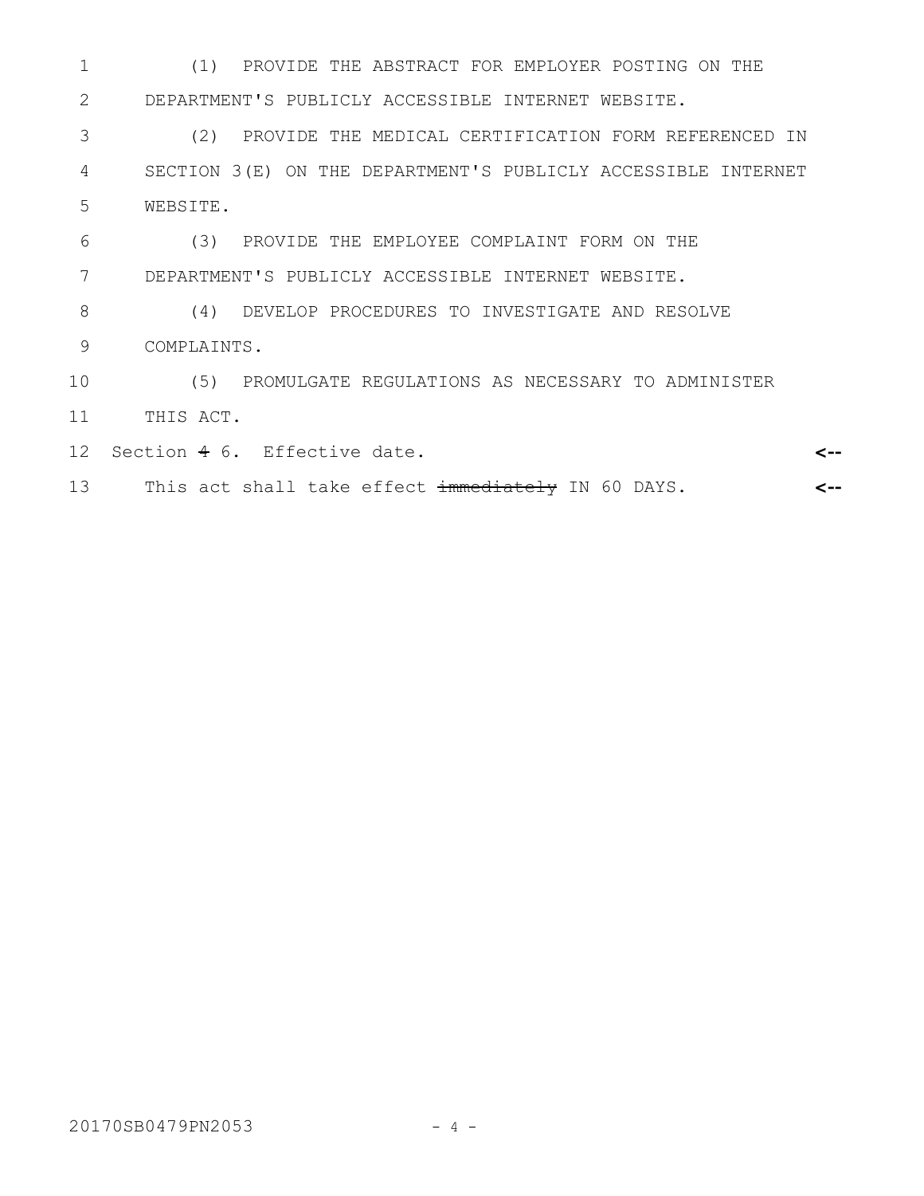(1) PROVIDE THE ABSTRACT FOR EMPLOYER POSTING ON THE DEPARTMENT'S PUBLICLY ACCESSIBLE INTERNET WEBSITE.

(2) PROVIDE THE MEDICAL CERTIFICATION FORM REFERENCED IN SECTION 3(E) ON THE DEPARTMENT'S PUBLICLY ACCESSIBLE INTERNET WEBSITE.

(3) PROVIDE THE EMPLOYEE COMPLAINT FORM ON THE DEPARTMENT'S PUBLICLY ACCESSIBLE INTERNET WEBSITE.

(4) DEVELOP PROCEDURES TO INVESTIGATE AND RESOLVE COMPLAINTS.

(5) PROMULGATE REGULATIONS AS NECESSARY TO ADMINISTER THIS ACT.

Section ~~4~~ 6. Effective date. <--

This act shall take effect ~~immediately~~ IN 60 DAYS. <--